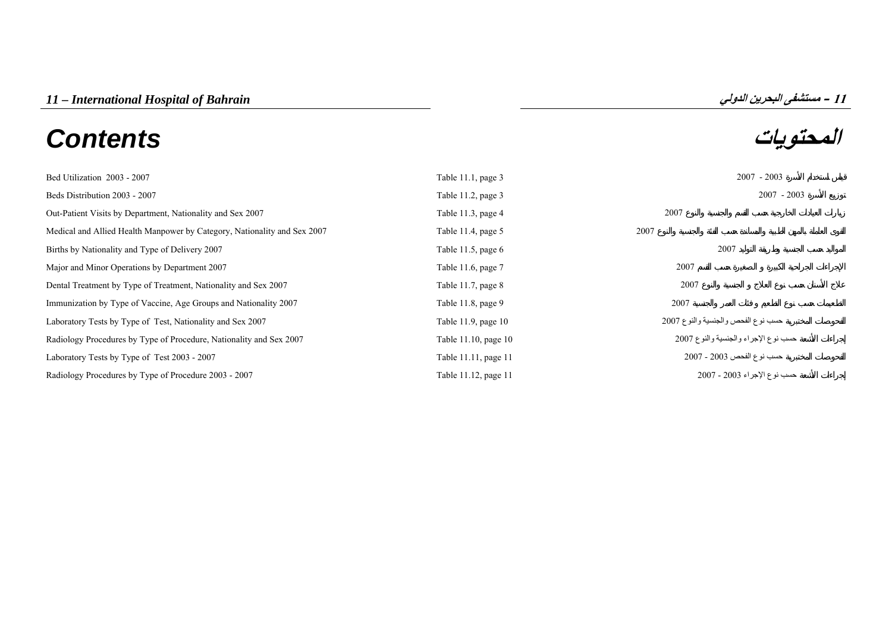## 11 – International Hospital of Bahrain

## 11 – مستشفى البحرين الدولي

# Contents

# المحتويات

| Contents | Table | المحتويات |
| --- | --- | --- |
| Bed Utilization 2003 - 2007 | Table 11.1, page 3 | قياس استخدام الأسرة 2003 - 2007 |
| Beds Distribution 2003 - 2007 | Table 11.2, page 3 | توزيع الأسرة 2003 - 2007 |
| Out-Patient Visits by Department, Nationality and Sex 2007 | Table 11.3, page 4 | زيارات العيادات الخارجية حسب القسم والجنسية والنوع 2007 |
| Medical and Allied Health Manpower by Category, Nationality and Sex 2007 | Table 11.4, page 5 | القوى العاملة بالمهن الطبية والمساندة حسب الفئة والجنسية والنوع 2007 |
| Births by Nationality and Type of Delivery 2007 | Table 11.5, page 6 | المواليد حسب الجنسية وطريقة التوليد 2007 |
| Major and Minor Operations by Department 2007 | Table 11.6, page 7 | الإجراءات الجراحية الكبيرة و الصغيرة حسب القسم 2007 |
| Dental Treatment by Type of Treatment, Nationality and Sex 2007 | Table 11.7, page 8 | علاج الأسنان حسب نوع العلاج و الجنسية والنوع 2007 |
| Immunization by Type of Vaccine, Age Groups and Nationality 2007 | Table 11.8, page 9 | التطعيمات حسب نوع التطعيم و فئات العمر والجنسية 2007 |
| Laboratory Tests by Type of Test, Nationality and Sex 2007 | Table 11.9, page 10 | الفحوصات المختبرية حسب نوع الفحص والجنسية والنوع 2007 |
| Radiology Procedures by Type of Procedure, Nationality and Sex 2007 | Table 11.10, page 10 | إجراءات الأشعة حسب نوع الإجراء والجنسية والنوع 2007 |
| Laboratory Tests by Type of Test 2003 - 2007 | Table 11.11, page 11 | الفحوصات المختبرية حسب نوع الفحص 2003 - 2007 |
| Radiology Procedures by Type of Procedure 2003 - 2007 | Table 11.12, page 11 | إجراءات الأشعة حسب نوع الإجراء 2003 - 2007 |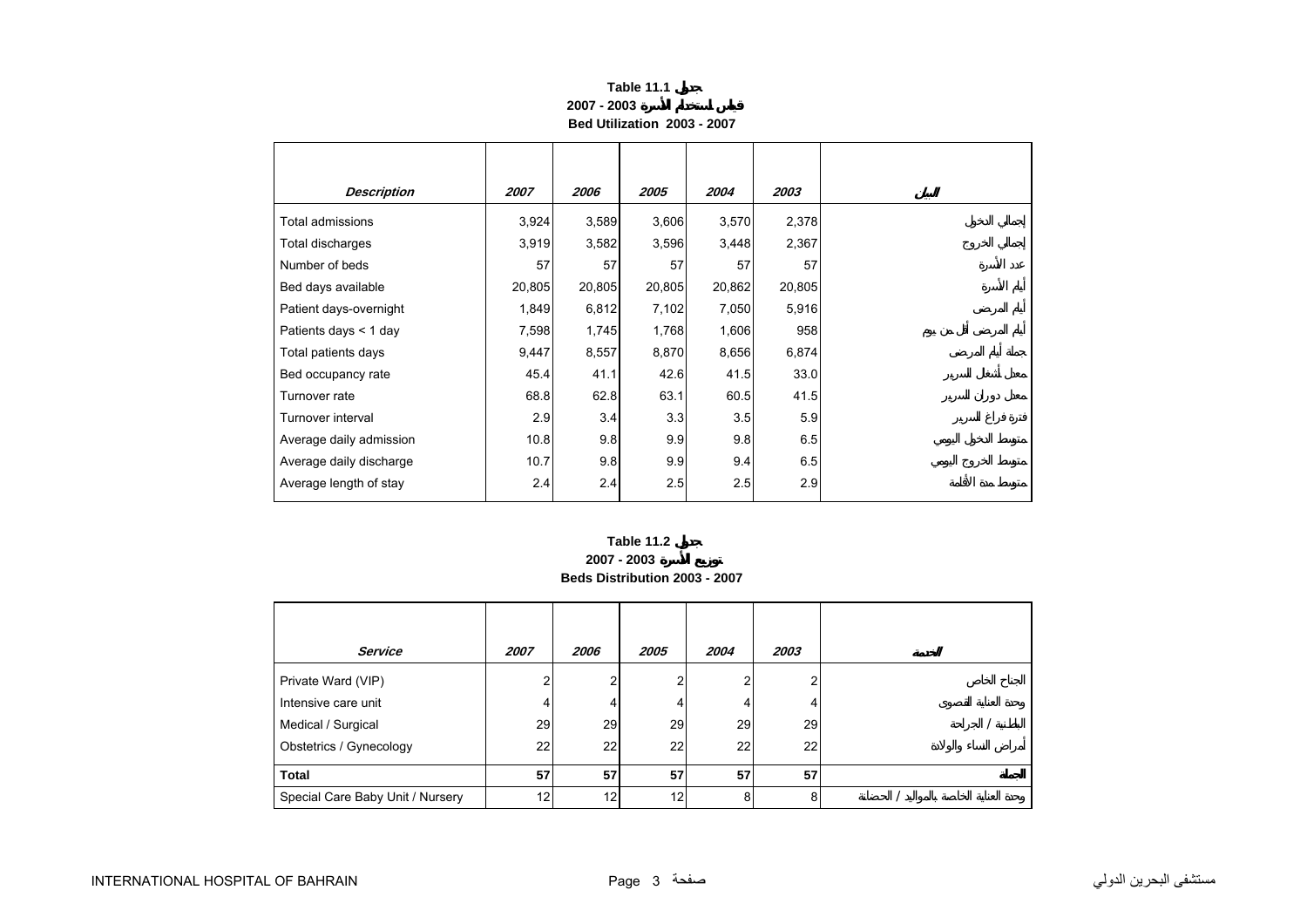**Table 11.1 جدول**

**2007 - 2003 قياس استخدام الأسرة**

**Bed Utilization 2003 - 2007**

| *Description* | *2007* | *2006* | *2005* | *2004* | *2003* | البيان |
|---|---|---|---|---|---|---|
| Total admissions | 3,924 | 3,589 | 3,606 | 3,570 | 2,378 | إجمالي الدخول |
| Total discharges | 3,919 | 3,582 | 3,596 | 3,448 | 2,367 | إجمالي الخروج |
| Number of beds | 57 | 57 | 57 | 57 | 57 | عدد الأسرة |
| Bed days available | 20,805 | 20,805 | 20,805 | 20,862 | 20,805 | أيام الأسرة |
| Patient days-overnight | 1,849 | 6,812 | 7,102 | 7,050 | 5,916 | أيام المرضى |
| Patients days < 1 day | 7,598 | 1,745 | 1,768 | 1,606 | 958 | أيام المرضى أقل من يوم |
| Total patients days | 9,447 | 8,557 | 8,870 | 8,656 | 6,874 | جملة أيام المرضى |
| Bed occupancy rate | 45.4 | 41.1 | 42.6 | 41.5 | 33.0 | معدل أشغال السرير |
| Turnover rate | 68.8 | 62.8 | 63.1 | 60.5 | 41.5 | معدل دوران السرير |
| Turnover interval | 2.9 | 3.4 | 3.3 | 3.5 | 5.9 | فترة فراغ السرير |
| Average daily admission | 10.8 | 9.8 | 9.9 | 9.8 | 6.5 | متوسط الدخول اليومي |
| Average daily discharge | 10.7 | 9.8 | 9.9 | 9.4 | 6.5 | متوسط الخروج اليومي |
| Average length of stay | 2.4 | 2.4 | 2.5 | 2.5 | 2.9 | متوسط مدة الأقامة |

**Table 11.2 جدول**

**2007 - 2003 توزيع الأسرة**

**Beds Distribution 2003 - 2007**

| *Service* | *2007* | *2006* | *2005* | *2004* | *2003* | الخدمة |
|---|---|---|---|---|---|---|
| Private Ward (VIP) | 2 | 2 | 2 | 2 | 2 | الجناح الخاص |
| Intensive care unit | 4 | 4 | 4 | 4 | 4 | وحدة العناية القصوى |
| Medical / Surgical | 29 | 29 | 29 | 29 | 29 | الباطنية / الجراحة |
| Obstetrics / Gynecology | 22 | 22 | 22 | 22 | 22 | أمراض النساء والولادة |
| **Total** | **57** | **57** | **57** | **57** | **57** | **الجملة** |
| Special Care Baby Unit / Nursery | 12 | 12 | 12 | 8 | 8 | وحدة العناية الخاصة بالمواليد / الحضانة |

INTERNATIONAL HOSPITAL OF BAHRAIN مستشفى البحرين الدولي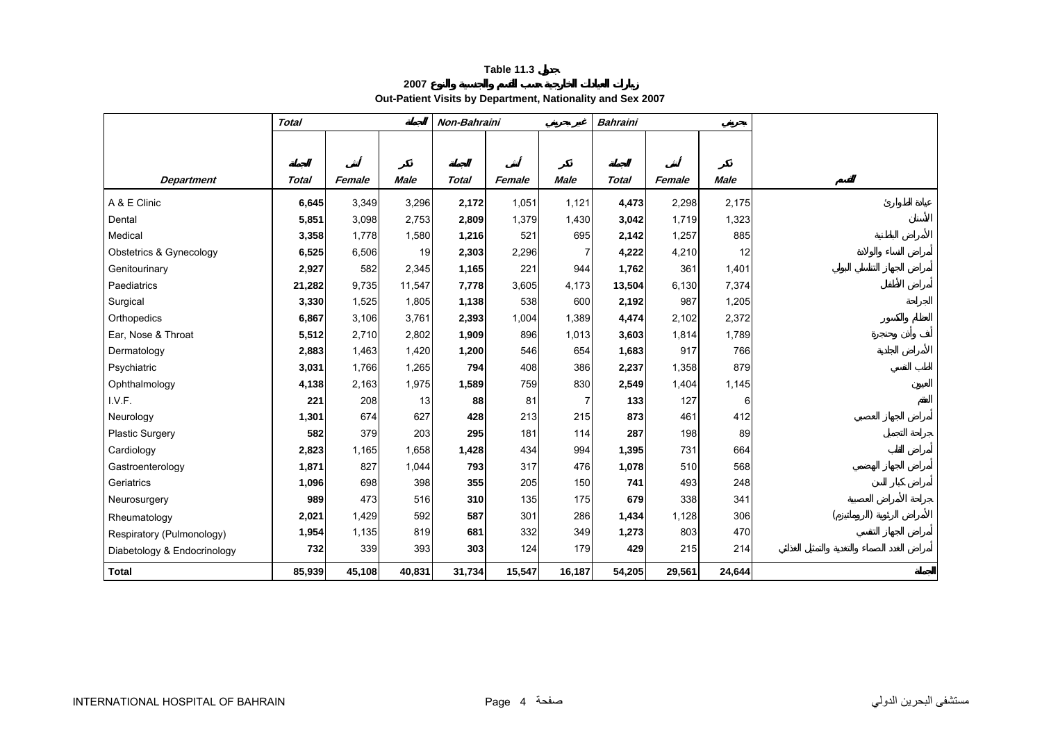**Table 11.3 جدول**

**زيارات العيادات الخارجية حسب القسم والجنسية والنوع 2007**

**Out-Patient Visits by Department, Nationality and Sex 2007**

| | *Total* | | الجملة | *Non-Bahraini* | | غير بحريني | *Bahraini* | | بحريني | |
|---|---|---|---|---|---|---|---|---|---|---|
| | الجملة | أنثى | ذكر | الجملة | أنثى | ذكر | الجملة | أنثى | ذكر | |
| ***Department*** | ***Total*** | ***Female*** | ***Male*** | ***Total*** | ***Female*** | ***Male*** | ***Total*** | ***Female*** | ***Male*** | **القسم** |
| A & E Clinic | **6,645** | 3,349 | 3,296 | **2,172** | 1,051 | 1,121 | **4,473** | 2,298 | 2,175 | عيادة الطوارئ |
| Dental | **5,851** | 3,098 | 2,753 | **2,809** | 1,379 | 1,430 | **3,042** | 1,719 | 1,323 | الأسنان |
| Medical | **3,358** | 1,778 | 1,580 | **1,216** | 521 | 695 | **2,142** | 1,257 | 885 | الأمراض الباطنية |
| Obstetrics & Gynecology | **6,525** | 6,506 | 19 | **2,303** | 2,296 | 7 | **4,222** | 4,210 | 12 | أمراض النساء والولادة |
| Genitourinary | **2,927** | 582 | 2,345 | **1,165** | 221 | 944 | **1,762** | 361 | 1,401 | أمراض الجهاز التناسلي البولي |
| Paediatrics | **21,282** | 9,735 | 11,547 | **7,778** | 3,605 | 4,173 | **13,504** | 6,130 | 7,374 | أمراض الأطفال |
| Surgical | **3,330** | 1,525 | 1,805 | **1,138** | 538 | 600 | **2,192** | 987 | 1,205 | الجراحة |
| Orthopedics | **6,867** | 3,106 | 3,761 | **2,393** | 1,004 | 1,389 | **4,474** | 2,102 | 2,372 | العظام والكسور |
| Ear, Nose & Throat | **5,512** | 2,710 | 2,802 | **1,909** | 896 | 1,013 | **3,603** | 1,814 | 1,789 | أنف وأذن وحنجرة |
| Dermatology | **2,883** | 1,463 | 1,420 | **1,200** | 546 | 654 | **1,683** | 917 | 766 | الأمراض الجلدية |
| Psychiatric | **3,031** | 1,766 | 1,265 | **794** | 408 | 386 | **2,237** | 1,358 | 879 | الطب النفسي |
| Ophthalmology | **4,138** | 2,163 | 1,975 | **1,589** | 759 | 830 | **2,549** | 1,404 | 1,145 | العيون |
| I.V.F. | **221** | 208 | 13 | **88** | 81 | 7 | **133** | 127 | 6 | العقم |
| Neurology | **1,301** | 674 | 627 | **428** | 213 | 215 | **873** | 461 | 412 | أمراض الجهاز العصبي |
| Plastic Surgery | **582** | 379 | 203 | **295** | 181 | 114 | **287** | 198 | 89 | جراحة التجميل |
| Cardiology | **2,823** | 1,165 | 1,658 | **1,428** | 434 | 994 | **1,395** | 731 | 664 | أمراض القلب |
| Gastroenterology | **1,871** | 827 | 1,044 | **793** | 317 | 476 | **1,078** | 510 | 568 | أمراض الجهاز الهضمي |
| Geriatrics | **1,096** | 698 | 398 | **355** | 205 | 150 | **741** | 493 | 248 | أمراض كبار السن |
| Neurosurgery | **989** | 473 | 516 | **310** | 135 | 175 | **679** | 338 | 341 | جراحة الأمراض العصبية |
| Rheumatology | **2,021** | 1,429 | 592 | **587** | 301 | 286 | **1,434** | 1,128 | 306 | الأمراض الرثوية (الروماتيزم) |
| Respiratory (Pulmonology) | **1,954** | 1,135 | 819 | **681** | 332 | 349 | **1,273** | 803 | 470 | أمراض الجهاز التنفسي |
| Diabetology & Endocrinology | **732** | 339 | 393 | **303** | 124 | 179 | **429** | 215 | 214 | أمراض الغدد الصماء والتغذية والتمثيل الغذائي |
| **Total** | **85,939** | **45,108** | **40,831** | **31,734** | **15,547** | **16,187** | **54,205** | **29,561** | **24,644** | **الجملة** |

INTERNATIONAL HOSPITAL OF BAHRAIN مستشفى البحرين الدولي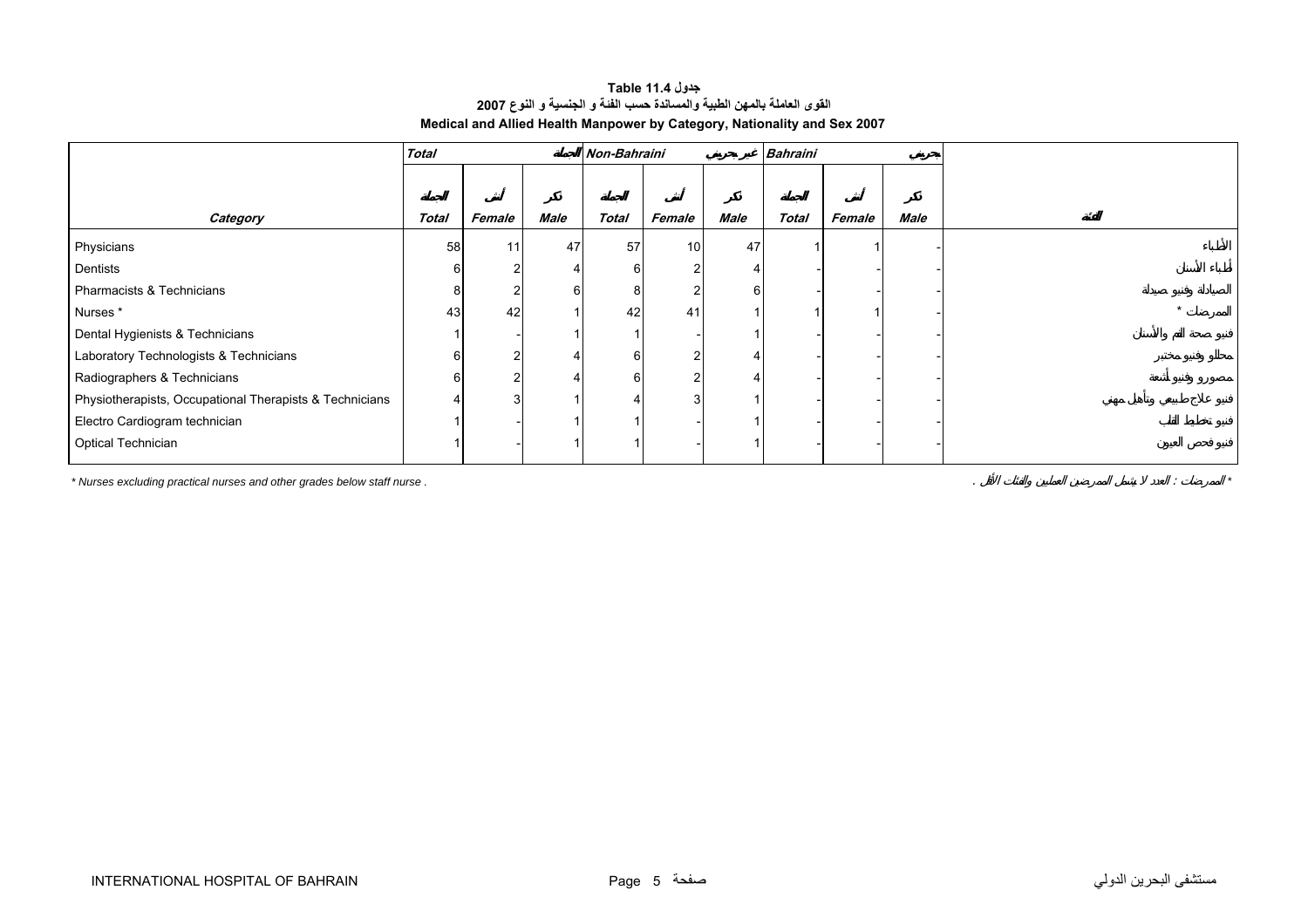**Table 11.4 جدول**

**القوى العاملة بالمهن الطبية والمساندة حسب الفئة و الجنسية و النوع 2007**

**Medical and Allied Health Manpower by Category, Nationality and Sex 2007**

| | *Total* الجملة | | | *Non-Bahraini* غير بحريني | | | *Bahraini* بحريني | | | |
|---|---|---|---|---|---|---|---|---|---|---|
| ***Category*** | الجملة *Total* | أنثى *Female* | ذكر *Male* | الجملة *Total* | أنثى *Female* | ذكر *Male* | الجملة *Total* | أنثى *Female* | ذكر *Male* | الفئة |
| Physicians | 58 | 11 | 47 | 57 | 10 | 47 | 1 | 1 | - | الأطباء |
| Dentists | 6 | 2 | 4 | 6 | 2 | 4 | - | - | - | أطباء الأسنان |
| Pharmacists & Technicians | 8 | 2 | 6 | 8 | 2 | 6 | - | - | - | الصيادلة وفنيو صيدلة |
| Nurses * | 43 | 42 | 1 | 42 | 41 | 1 | 1 | 1 | - | الممرضات * |
| Dental Hygienists & Technicians | 1 | - | 1 | 1 | - | 1 | - | - | - | فنيو صحة الفم والأسنان |
| Laboratory Technologists & Technicians | 6 | 2 | 4 | 6 | 2 | 4 | - | - | - | محللو وفنيو مختبر |
| Radiographers & Technicians | 6 | 2 | 4 | 6 | 2 | 4 | - | - | - | مصورو وفنيو أشعة |
| Physiotherapists, Occupational Therapists & Technicians | 4 | 3 | 1 | 4 | 3 | 1 | - | - | - | فنيو علاج طبيعي وتأهيل مهني |
| Electro Cardiogram technician | 1 | - | 1 | 1 | - | 1 | - | - | - | فنيو تخطيط القلب |
| Optical Technician | 1 | - | 1 | 1 | - | 1 | - | - | - | فنيو فحص العيون |

*\* Nurses excluding practical nurses and other grades below staff nurse .*

*\* الممرضات : العدد لا يشمل الممرضين العمليين والفئات الأقل .*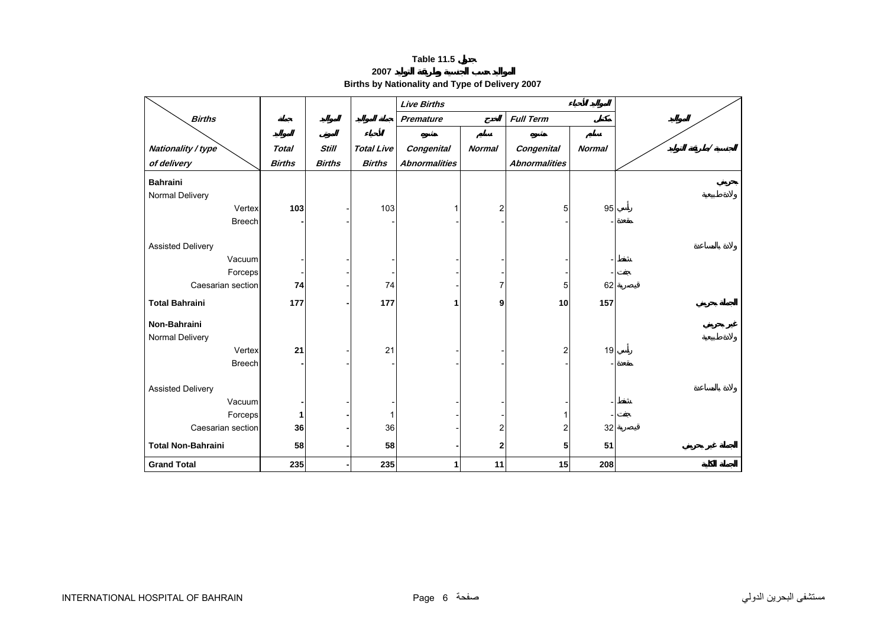# Table 11.5 جدول

## المواليد حسب الجنسية وطريقة التوليد 2007

## Births by Nationality and Type of Delivery 2007

| Births / Nationality / type of delivery | جملة المواليد Total Births | المواليد الموتى Still Births | جملة المواليد الأحياء Total Live Births | Live Births المواليد الأحياء: Premature خدج: مشوه Congenital Abnormalities | سليم Normal | Full Term مكتمل: مشوه Congenital Abnormalities | سليم Normal | الجنسية / طريقة التوليد |
|---|---|---|---|---|---|---|---|---|
| **Bahraini** | | | | | | | | بحريني |
| Normal Delivery | | | | | | | | ولادة طبيعية |
| Vertex | 103 | - | 103 | 1 | 2 | 5 | 95 | رأس |
| Breech | - | - | - | - | - | - | - | مقعدة |
| Assisted Delivery | | | | | | | | ولادة بالمساعدة |
| Vacuum | - | - | - | - | - | - | - | شفط |
| Forceps | - | - | - | - | - | - | - | جفت |
| Caesarian section | 74 | - | 74 | - | 7 | 5 | 62 | قيصرية |
| **Total Bahraini** | **177** | **-** | **177** | **1** | **9** | **10** | **157** | الجملة بحريني |
| **Non-Bahraini** | | | | | | | | غير بحريني |
| Normal Delivery | | | | | | | | ولادة طبيعية |
| Vertex | 21 | - | 21 | - | - | 2 | 19 | رأس |
| Breech | - | - | - | - | - | - | - | مقعدة |
| Assisted Delivery | | | | | | | | ولادة بالمساعدة |
| Vacuum | - | - | - | - | - | - | - | شفط |
| Forceps | 1 | - | 1 | - | - | 1 | - | جفت |
| Caesarian section | 36 | - | 36 | - | 2 | 2 | 32 | قيصرية |
| **Total Non-Bahraini** | **58** | **-** | **58** | **-** | **2** | **5** | **51** | الجملة غير بحريني |
| **Grand Total** | **235** | **-** | **235** | **1** | **11** | **15** | **208** | الجملة الكلية |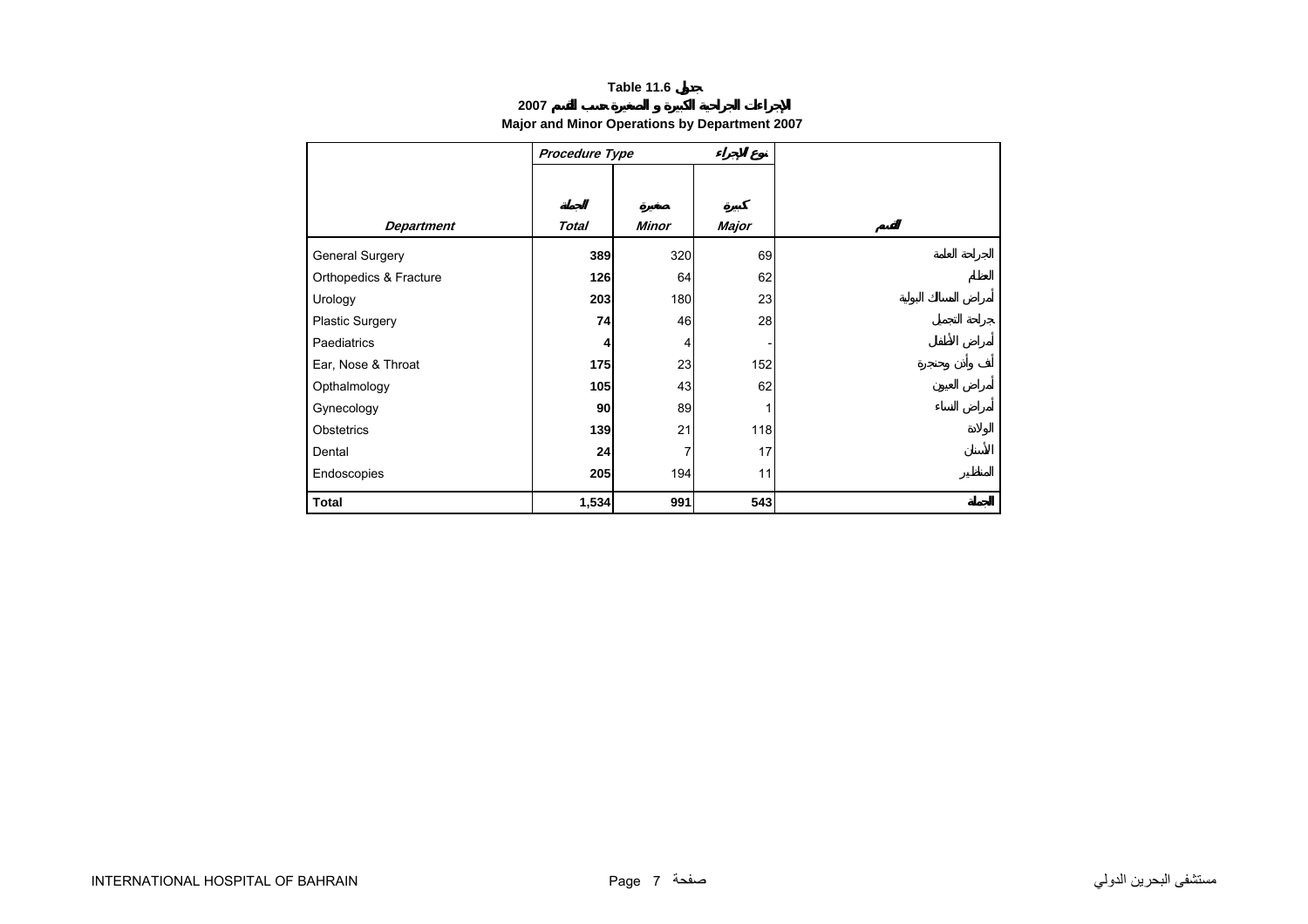# Table 11.6 جدول

## 2007 الإجراءات الجراحية الكبيرة و الصغيرة حسب القسم

## Major and Minor Operations by Department 2007

| | *Procedure Type* | نوع الإجراء | | |
|---|---|---|---|---|
| | الجملة | صغيرة | كبيرة | |
| ***Department*** | ***Total*** | ***Minor*** | ***Major*** | **القسم** |
| General Surgery | **389** | 320 | 69 | الجراحة العامة |
| Orthopedics & Fracture | **126** | 64 | 62 | العظام |
| Urology | **203** | 180 | 23 | أمراض المسالك البولية |
| Plastic Surgery | **74** | 46 | 28 | جراحة التجميل |
| Paediatrics | **4** | 4 | - | أمراض الأطفال |
| Ear, Nose & Throat | **175** | 23 | 152 | أنف وأذن وحنجرة |
| Opthalmology | **105** | 43 | 62 | أمراض العيون |
| Gynecology | **90** | 89 | 1 | أمراض النساء |
| Obstetrics | **139** | 21 | 118 | الولادة |
| Dental | **24** | 7 | 17 | الأسنان |
| Endoscopies | **205** | 194 | 11 | المناظير |
| **Total** | **1,534** | **991** | **543** | **الجملة** |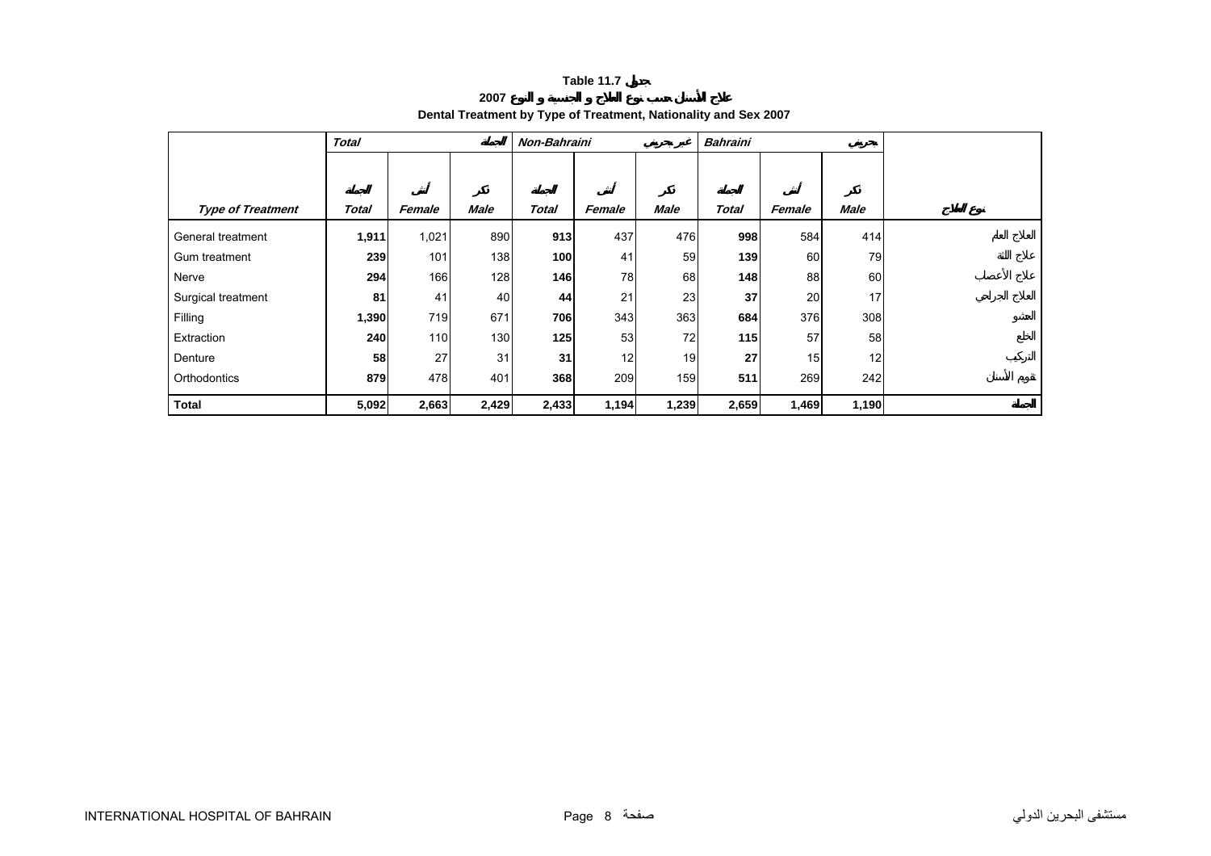**Table 11.7 جدول**

**2007 علاج الأسنان حسب نوع العلاج و الجنسية و النوع**

**Dental Treatment by Type of Treatment, Nationality and Sex 2007**

| | *Total* | | *الجملة* | *Non-Bahraini* | | *غير بحريني* | *Bahraini* | | *بحريني* | |
|---|---|---|---|---|---|---|---|---|---|---|
| | *الجملة* | *أنثى* | *ذكر* | *الجملة* | *أنثى* | *ذكر* | *الجملة* | *أنثى* | *ذكر* | |
| ***Type of Treatment*** | ***Total*** | ***Female*** | ***Male*** | ***Total*** | ***Female*** | ***Male*** | ***Total*** | ***Female*** | ***Male*** | ***نوع العلاج*** |
| General treatment | **1,911** | 1,021 | 890 | **913** | 437 | 476 | **998** | 584 | 414 | العلاج العام |
| Gum treatment | **239** | 101 | 138 | **100** | 41 | 59 | **139** | 60 | 79 | علاج اللثة |
| Nerve | **294** | 166 | 128 | **146** | 78 | 68 | **148** | 88 | 60 | علاج الأعصاب |
| Surgical treatment | **81** | 41 | 40 | **44** | 21 | 23 | **37** | 20 | 17 | العلاج الجراحي |
| Filling | **1,390** | 719 | 671 | **706** | 343 | 363 | **684** | 376 | 308 | الحشو |
| Extraction | **240** | 110 | 130 | **125** | 53 | 72 | **115** | 57 | 58 | الخلع |
| Denture | **58** | 27 | 31 | **31** | 12 | 19 | **27** | 15 | 12 | التركيب |
| Orthodontics | **879** | 478 | 401 | **368** | 209 | 159 | **511** | 269 | 242 | تقويم الأسنان |
| **Total** | **5,092** | **2,663** | **2,429** | **2,433** | **1,194** | **1,239** | **2,659** | **1,469** | **1,190** | **الجملة** |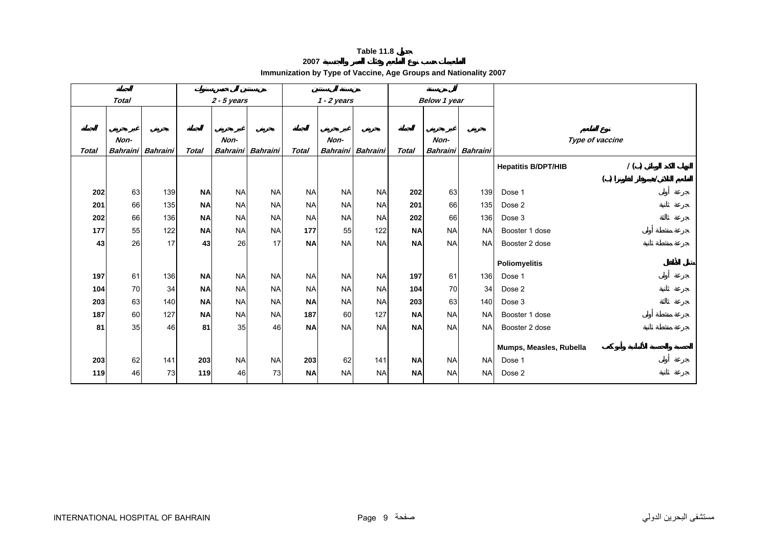**Table 11.8 جدول**

**2007 التطعيمات حسب نوع التطعيم وفئات العمر والجنسية**

**Immunization by Type of Vaccine, Age Groups and Nationality 2007**

| الجملة Total | | | من سنتين الى خمس سنوات 2 - 5 years | | | من سنة الى سنتين 1 - 2 years | | | أقل من سنة Below 1 year | | | نوع التطعيم Type of vaccine | |
|---|---|---|---|---|---|---|---|---|---|---|---|---|---|
| الجملة Total | غير بحريني Non-Bahraini | بحريني Bahraini | الجملة Total | غير بحريني Non-Bahraini | بحريني Bahraini | الجملة Total | غير بحريني Non-Bahraini | بحريني Bahraini | الجملة Total | غير بحريني Non-Bahraini | بحريني Bahraini | | |
| | | | | | | | | | | | | **Hepatitis B/DPT/HIB** | **التهاب الكبد الوبائي (ب) / التطعيم الثلاثي/هيموفيلز انفلونزا (ب)** |
| **202** | 63 | 139 | **NA** | NA | NA | NA | NA | NA | **202** | 63 | 139 | Dose 1 | جرعة أولى |
| **201** | 66 | 135 | **NA** | NA | NA | NA | NA | NA | **201** | 66 | 135 | Dose 2 | جرعة ثانية |
| **202** | 66 | 136 | **NA** | NA | NA | NA | NA | NA | **202** | 66 | 136 | Dose 3 | جرعة ثالثة |
| **177** | 55 | 122 | **NA** | NA | NA | **177** | 55 | 122 | **NA** | NA | NA | Booster 1 dose | جرعة منشطة أولى |
| **43** | 26 | 17 | **43** | 26 | 17 | **NA** | NA | NA | **NA** | NA | NA | Booster 2 dose | جرعة منشطة ثانية |
| | | | | | | | | | | | | **Poliomyelitis** | **شلل الأطفال** |
| **197** | 61 | 136 | **NA** | NA | NA | NA | NA | NA | **197** | 61 | 136 | Dose 1 | جرعة أولى |
| **104** | 70 | 34 | **NA** | NA | NA | NA | NA | NA | **104** | 70 | 34 | Dose 2 | جرعة ثانية |
| **203** | 63 | 140 | **NA** | NA | NA | **NA** | NA | NA | **203** | 63 | 140 | Dose 3 | جرعة ثالثة |
| **187** | 60 | 127 | **NA** | NA | NA | **187** | 60 | 127 | **NA** | NA | NA | Booster 1 dose | جرعة منشطة أولى |
| **81** | 35 | 46 | **81** | 35 | 46 | **NA** | NA | NA | **NA** | NA | NA | Booster 2 dose | جرعة منشطة ثانية |
| | | | | | | | | | | | | **Mumps, Measles, Rubella** | **الحصبة والحصبة الألمانية وأبو كعب** |
| **203** | 62 | 141 | **203** | NA | NA | **203** | 62 | 141 | **NA** | NA | NA | Dose 1 | جرعة أولى |
| **119** | 46 | 73 | **119** | 46 | 73 | **NA** | NA | NA | **NA** | NA | NA | Dose 2 | جرعة ثانية |

INTERNATIONAL HOSPITAL OF BAHRAIN مستشفى البحرين الدولي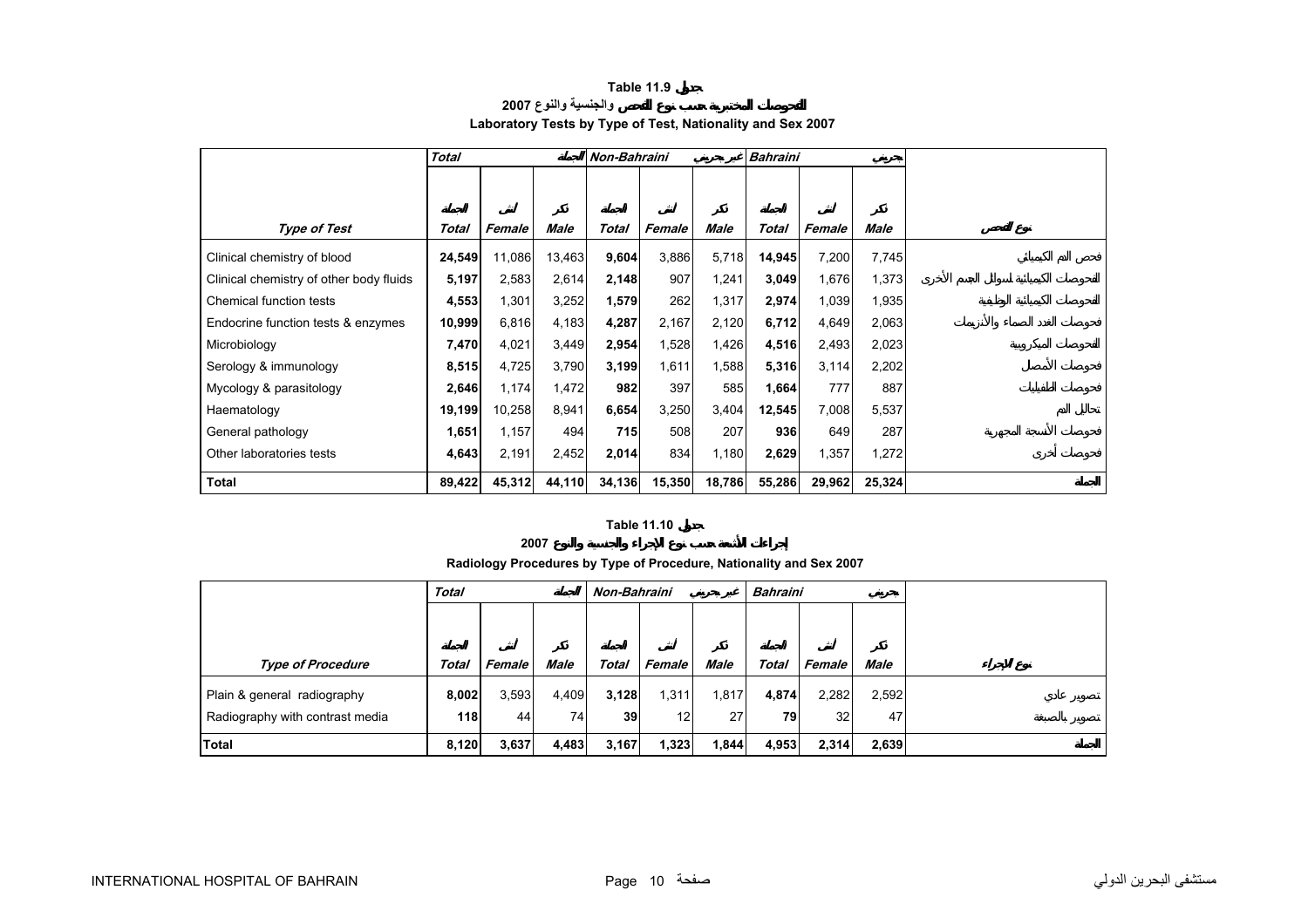## Table 11.9 جدول

### 2007 الفحوصات المختبرية حسب نوع الفحص والجنسية والنوع

### Laboratory Tests by Type of Test, Nationality and Sex 2007

| | Total | | الجملة | Non-Bahraini | | غير بحريني | Bahraini | | بحريني | |
|---|---|---|---|---|---|---|---|---|---|---|
| | الجملة | أنثى | ذكر | الجملة | أنثى | ذكر | الجملة | أنثى | ذكر | |
| **Type of Test** | **Total** | **Female** | **Male** | **Total** | **Female** | **Male** | **Total** | **Female** | **Male** | **نوع الفحص** |
| Clinical chemistry of blood | **24,549** | 11,086 | 13,463 | **9,604** | 3,886 | 5,718 | **14,945** | 7,200 | 7,745 | فحص الدم الكيميائي |
| Clinical chemistry of other body fluids | **5,197** | 2,583 | 2,614 | **2,148** | 907 | 1,241 | **3,049** | 1,676 | 1,373 | الفحوصات الكيميائية لسوائل الجسم الأخرى |
| Chemical function tests | **4,553** | 1,301 | 3,252 | **1,579** | 262 | 1,317 | **2,974** | 1,039 | 1,935 | الفحوصات الكيميائية الوظيفية |
| Endocrine function tests & enzymes | **10,999** | 6,816 | 4,183 | **4,287** | 2,167 | 2,120 | **6,712** | 4,649 | 2,063 | فحوصات الغدد الصماء والأنزيمات |
| Microbiology | **7,470** | 4,021 | 3,449 | **2,954** | 1,528 | 1,426 | **4,516** | 2,493 | 2,023 | الفحوصات الميكروبية |
| Serology & immunology | **8,515** | 4,725 | 3,790 | **3,199** | 1,611 | 1,588 | **5,316** | 3,114 | 2,202 | فحوصات الأمصال |
| Mycology & parasitology | **2,646** | 1,174 | 1,472 | **982** | 397 | 585 | **1,664** | 777 | 887 | فحوصات الطفيليات |
| Haematology | **19,199** | 10,258 | 8,941 | **6,654** | 3,250 | 3,404 | **12,545** | 7,008 | 5,537 | تحاليل الدم |
| General pathology | **1,651** | 1,157 | 494 | **715** | 508 | 207 | **936** | 649 | 287 | فحوصات الأنسجة المجهرية |
| Other laboratories tests | **4,643** | 2,191 | 2,452 | **2,014** | 834 | 1,180 | **2,629** | 1,357 | 1,272 | فحوصات أخرى |
| **Total** | **89,422** | **45,312** | **44,110** | **34,136** | **15,350** | **18,786** | **55,286** | **29,962** | **25,324** | **الجملة** |

## Table 11.10 جدول

### 2007 إجراءات الأشعة حسب نوع الإجراء والجنسية والنوع

### Radiology Procedures by Type of Procedure, Nationality and Sex 2007

| | Total | | الجملة | Non-Bahraini | | غير بحريني | Bahraini | | بحريني | |
|---|---|---|---|---|---|---|---|---|---|---|
| | الجملة | أنثى | ذكر | الجملة | أنثى | ذكر | الجملة | أنثى | ذكر | |
| **Type of Procedure** | **Total** | **Female** | **Male** | **Total** | **Female** | **Male** | **Total** | **Female** | **Male** | **نوع الإجراء** |
| Plain & general radiography | **8,002** | 3,593 | 4,409 | **3,128** | 1,311 | 1,817 | **4,874** | 2,282 | 2,592 | تصوير عادي |
| Radiography with contrast media | **118** | 44 | 74 | **39** | 12 | 27 | **79** | 32 | 47 | تصوير بالصبغة |
| **Total** | **8,120** | **3,637** | **4,483** | **3,167** | **1,323** | **1,844** | **4,953** | **2,314** | **2,639** | **الجملة** |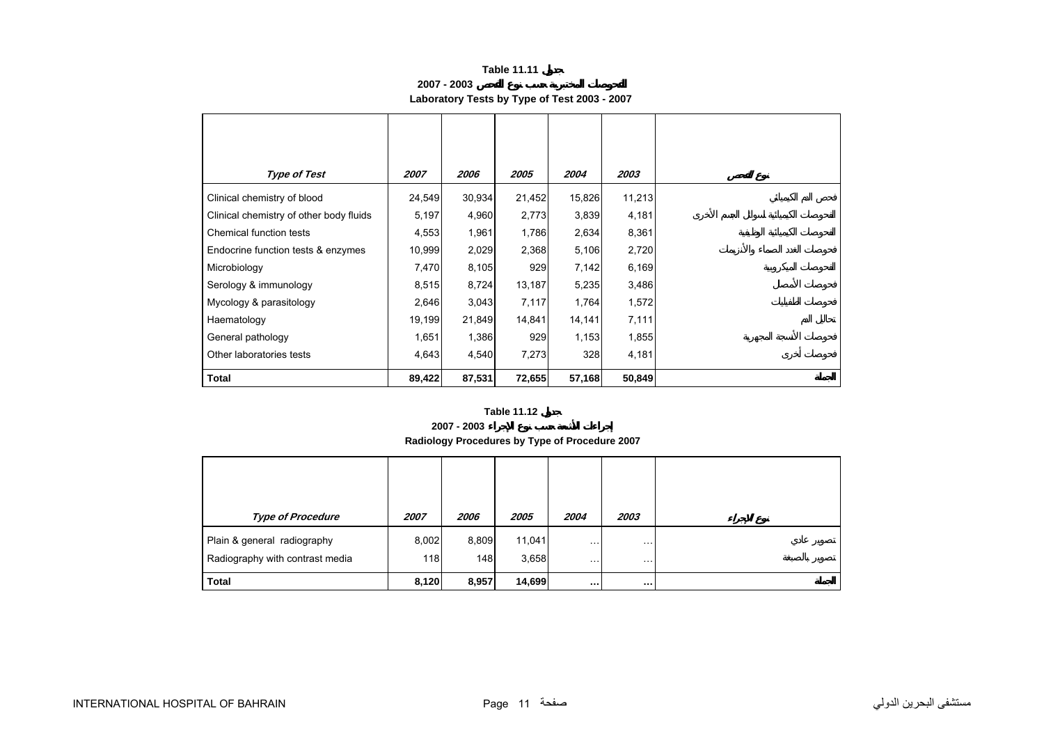**Table 11.11 جدول**

**2007 - 2003 الفحوصات المختبرية حسب نوع الفحص**

**Laboratory Tests by Type of Test 2003 - 2007**

| *Type of Test* | *2007* | *2006* | *2005* | *2004* | *2003* | نوع الفحص |
|---|---|---|---|---|---|---|
| Clinical chemistry of blood | 24,549 | 30,934 | 21,452 | 15,826 | 11,213 | فحص الدم الكيميائي |
| Clinical chemistry of other body fluids | 5,197 | 4,960 | 2,773 | 3,839 | 4,181 | الفحوصات الكيميائية لسوائل الجسم الأخرى |
| Chemical function tests | 4,553 | 1,961 | 1,786 | 2,634 | 8,361 | الفحوصات الكيميائية الوظيفية |
| Endocrine function tests & enzymes | 10,999 | 2,029 | 2,368 | 5,106 | 2,720 | فحوصات الغدد الصماء والأنزيمات |
| Microbiology | 7,470 | 8,105 | 929 | 7,142 | 6,169 | الفحوصات الميكروبية |
| Serology & immunology | 8,515 | 8,724 | 13,187 | 5,235 | 3,486 | فحوصات الأمصال |
| Mycology & parasitology | 2,646 | 3,043 | 7,117 | 1,764 | 1,572 | فحوصات الطفيليات |
| Haematology | 19,199 | 21,849 | 14,841 | 14,141 | 7,111 | تحاليل الدم |
| General pathology | 1,651 | 1,386 | 929 | 1,153 | 1,855 | فحوصات الأنسجة المجهرية |
| Other laboratories tests | 4,643 | 4,540 | 7,273 | 328 | 4,181 | فحوصات أخرى |
| **Total** | **89,422** | **87,531** | **72,655** | **57,168** | **50,849** | **الجملة** |

**Table 11.12 جدول**

**2007 - 2003 إجراءات الأشعة حسب نوع الإجراء**

**Radiology Procedures by Type of Procedure 2007**

| *Type of Procedure* | *2007* | *2006* | *2005* | *2004* | *2003* | نوع الإجراء |
|---|---|---|---|---|---|---|
| Plain & general radiography | 8,002 | 8,809 | 11,041 | … | … | تصوير عادي |
| Radiography with contrast media | 118 | 148 | 3,658 | … | … | تصوير بالصبغة |
| **Total** | **8,120** | **8,957** | **14,699** | **…** | **…** | **الجملة** |